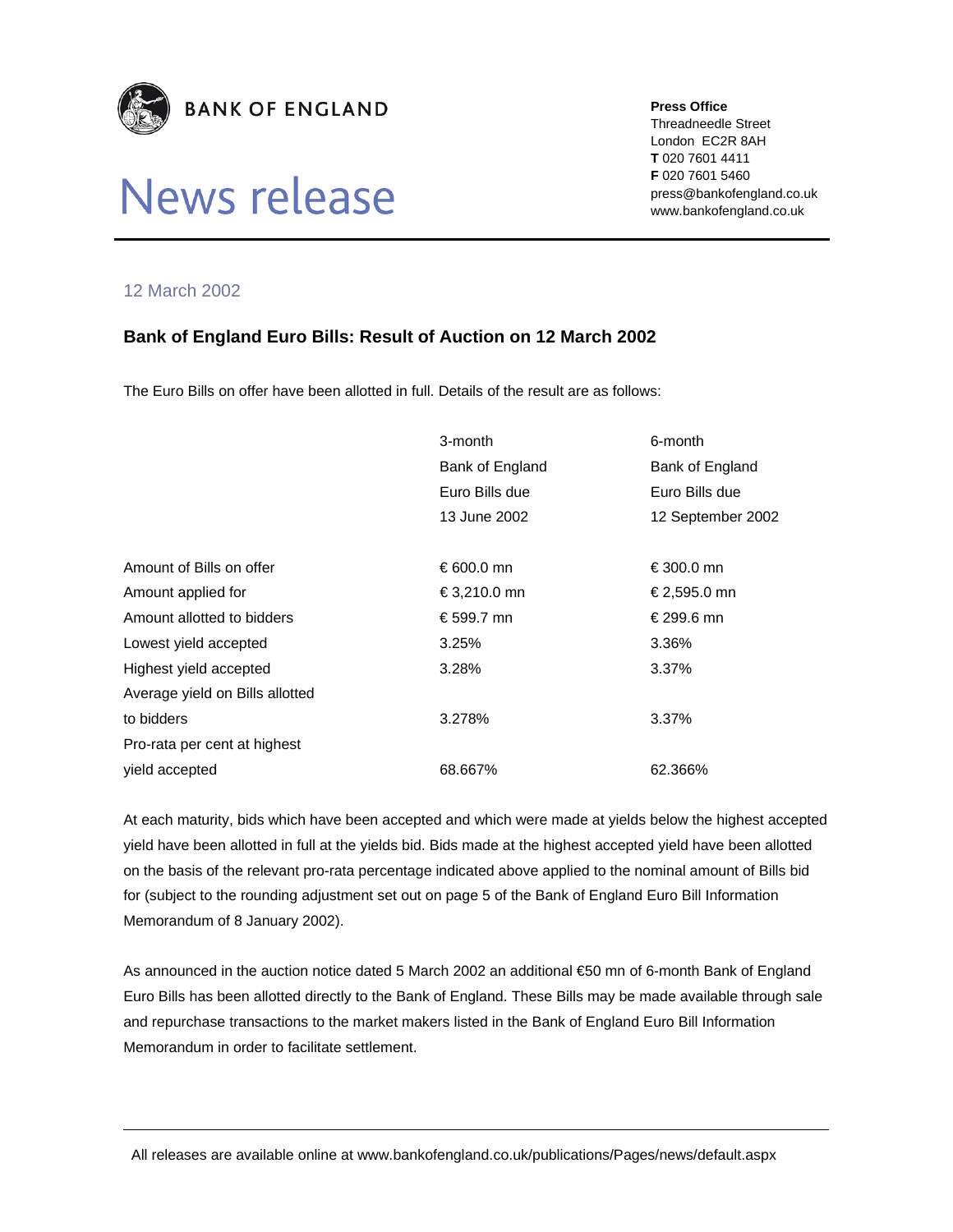**BANK OF ENGLAND**

# News release

**Press Office**
Threadneedle Street
London EC2R 8AH
**T** 020 7601 4411
**F** 020 7601 5460
press@bankofengland.co.uk
www.bankofengland.co.uk

12 March 2002

## Bank of England Euro Bills: Result of Auction on 12 March 2002

The Euro Bills on offer have been allotted in full. Details of the result are as follows:

| | 3-month Bank of England Euro Bills due 13 June 2002 | 6-month Bank of England Euro Bills due 12 September 2002 |
|---|---|---|
| Amount of Bills on offer | € 600.0 mn | € 300.0 mn |
| Amount applied for | € 3,210.0 mn | € 2,595.0 mn |
| Amount allotted to bidders | € 599.7 mn | € 299.6 mn |
| Lowest yield accepted | 3.25% | 3.36% |
| Highest yield accepted | 3.28% | 3.37% |
| Average yield on Bills allotted to bidders | 3.278% | 3.37% |
| Pro-rata per cent at highest yield accepted | 68.667% | 62.366% |

At each maturity, bids which have been accepted and which were made at yields below the highest accepted yield have been allotted in full at the yields bid. Bids made at the highest accepted yield have been allotted on the basis of the relevant pro-rata percentage indicated above applied to the nominal amount of Bills bid for (subject to the rounding adjustment set out on page 5 of the Bank of England Euro Bill Information Memorandum of 8 January 2002).

As announced in the auction notice dated 5 March 2002 an additional €50 mn of 6-month Bank of England Euro Bills has been allotted directly to the Bank of England. These Bills may be made available through sale and repurchase transactions to the market makers listed in the Bank of England Euro Bill Information Memorandum in order to facilitate settlement.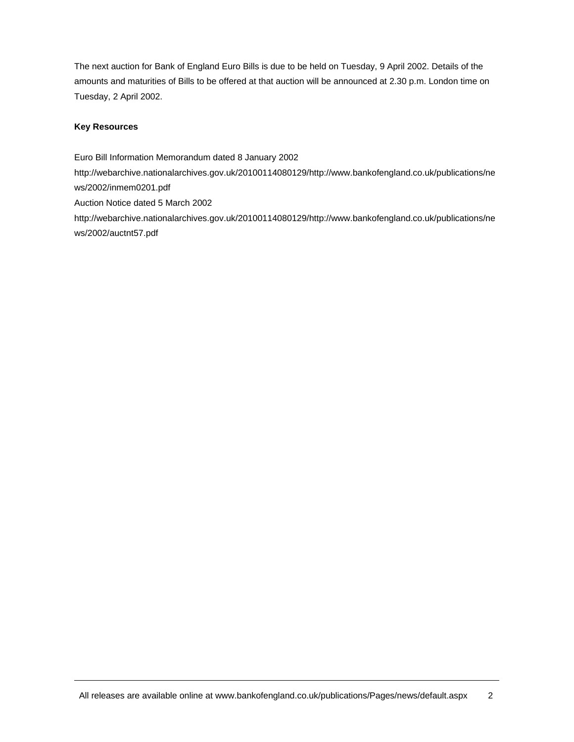The next auction for Bank of England Euro Bills is due to be held on Tuesday, 9 April 2002. Details of the amounts and maturities of Bills to be offered at that auction will be announced at 2.30 p.m. London time on Tuesday, 2 April 2002.

**Key Resources**

Euro Bill Information Memorandum dated 8 January 2002
http://webarchive.nationalarchives.gov.uk/20100114080129/http://www.bankofengland.co.uk/publications/news/2002/inmem0201.pdf
Auction Notice dated 5 March 2002
http://webarchive.nationalarchives.gov.uk/20100114080129/http://www.bankofengland.co.uk/publications/news/2002/auctnt57.pdf